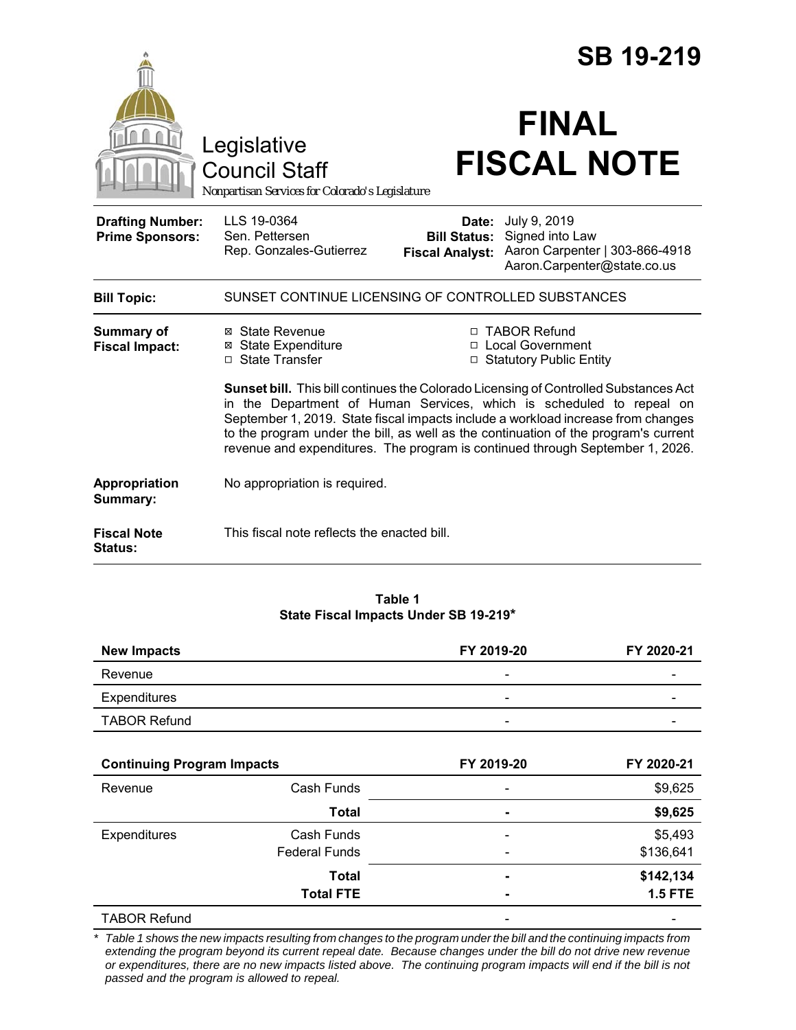# SB 19-219

Legislative Council Staff
Nonpartisan Services for Colorado's Legislature

# FINAL FISCAL NOTE

| | | | |
|---|---|---|---|
| **Drafting Number:** | LLS 19-0364 | **Date:** | July 9, 2019 |
| **Prime Sponsors:** | Sen. Pettersen<br>Rep. Gonzales-Gutierrez | **Bill Status:** | Signed into Law |
| | | **Fiscal Analyst:** | Aaron Carpenter \| 303-866-4918<br>Aaron.Carpenter@state.co.us |

**Bill Topic:** SUNSET CONTINUE LICENSING OF CONTROLLED SUBSTANCES

**Summary of Fiscal Impact:**

- ☒ State Revenue
- ☒ State Expenditure
- ☐ State Transfer
- ☐ TABOR Refund
- ☐ Local Government
- ☐ Statutory Public Entity

**Sunset bill.** This bill continues the Colorado Licensing of Controlled Substances Act in the Department of Human Services, which is scheduled to repeal on September 1, 2019. State fiscal impacts include a workload increase from changes to the program under the bill, as well as the continuation of the program's current revenue and expenditures. The program is continued through September 1, 2026.

**Appropriation Summary:** No appropriation is required.

**Fiscal Note Status:** This fiscal note reflects the enacted bill.

**Table 1**
**State Fiscal Impacts Under SB 19-219***

| **New Impacts** | | **FY 2019-20** | **FY 2020-21** |
|---|---|---|---|
| Revenue | | - | - |
| Expenditures | | - | - |
| TABOR Refund | | - | - |

| **Continuing Program Impacts** | | **FY 2019-20** | **FY 2020-21** |
|---|---|---|---|
| Revenue | Cash Funds | - | $9,625 |
| | **Total** | **-** | **$9,625** |
| Expenditures | Cash Funds | - | $5,493 |
| | Federal Funds | - | $136,641 |
| | **Total** | **-** | **$142,134** |
| | **Total FTE** | **-** | **1.5 FTE** |
| TABOR Refund | | - | - |

\* *Table 1 shows the new impacts resulting from changes to the program under the bill and the continuing impacts from extending the program beyond its current repeal date. Because changes under the bill do not drive new revenue or expenditures, there are no new impacts listed above. The continuing program impacts will end if the bill is not passed and the program is allowed to repeal.*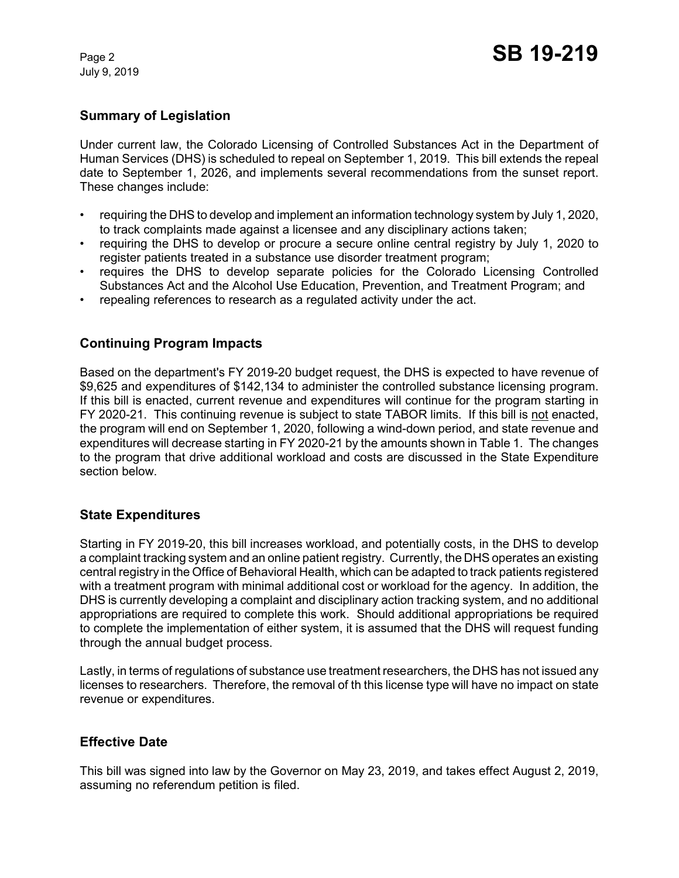## Summary of Legislation

Under current law, the Colorado Licensing of Controlled Substances Act in the Department of Human Services (DHS) is scheduled to repeal on September 1, 2019. This bill extends the repeal date to September 1, 2026, and implements several recommendations from the sunset report. These changes include:

- requiring the DHS to develop and implement an information technology system by July 1, 2020, to track complaints made against a licensee and any disciplinary actions taken;
- requiring the DHS to develop or procure a secure online central registry by July 1, 2020 to register patients treated in a substance use disorder treatment program;
- requires the DHS to develop separate policies for the Colorado Licensing Controlled Substances Act and the Alcohol Use Education, Prevention, and Treatment Program; and
- repealing references to research as a regulated activity under the act.

## Continuing Program Impacts

Based on the department's FY 2019-20 budget request, the DHS is expected to have revenue of $9,625 and expenditures of $142,134 to administer the controlled substance licensing program. If this bill is enacted, current revenue and expenditures will continue for the program starting in FY 2020-21. This continuing revenue is subject to state TABOR limits. If this bill is not enacted, the program will end on September 1, 2020, following a wind-down period, and state revenue and expenditures will decrease starting in FY 2020-21 by the amounts shown in Table 1. The changes to the program that drive additional workload and costs are discussed in the State Expenditure section below.

## State Expenditures

Starting in FY 2019-20, this bill increases workload, and potentially costs, in the DHS to develop a complaint tracking system and an online patient registry. Currently, the DHS operates an existing central registry in the Office of Behavioral Health, which can be adapted to track patients registered with a treatment program with minimal additional cost or workload for the agency. In addition, the DHS is currently developing a complaint and disciplinary action tracking system, and no additional appropriations are required to complete this work. Should additional appropriations be required to complete the implementation of either system, it is assumed that the DHS will request funding through the annual budget process.

Lastly, in terms of regulations of substance use treatment researchers, the DHS has not issued any licenses to researchers. Therefore, the removal of th this license type will have no impact on state revenue or expenditures.

## Effective Date

This bill was signed into law by the Governor on May 23, 2019, and takes effect August 2, 2019, assuming no referendum petition is filed.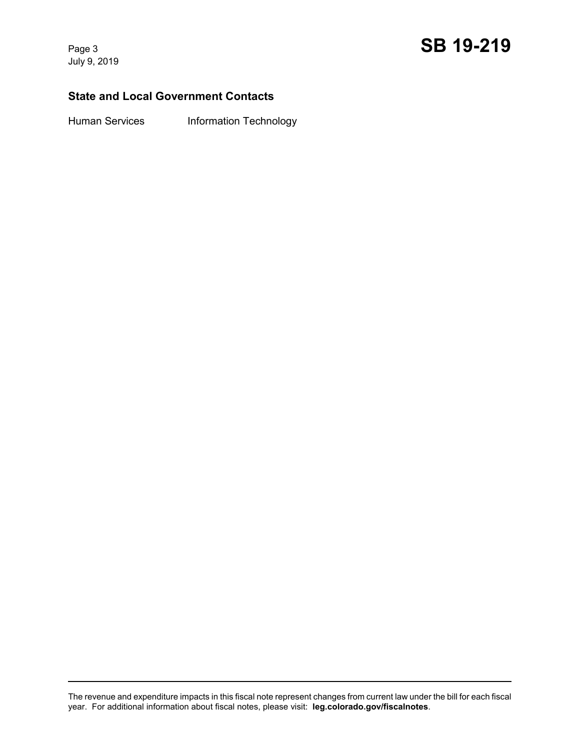### State and Local Government Contacts

Human Services  Information Technology

The revenue and expenditure impacts in this fiscal note represent changes from current law under the bill for each fiscal year. For additional information about fiscal notes, please visit: **leg.colorado.gov/fiscalnotes**.